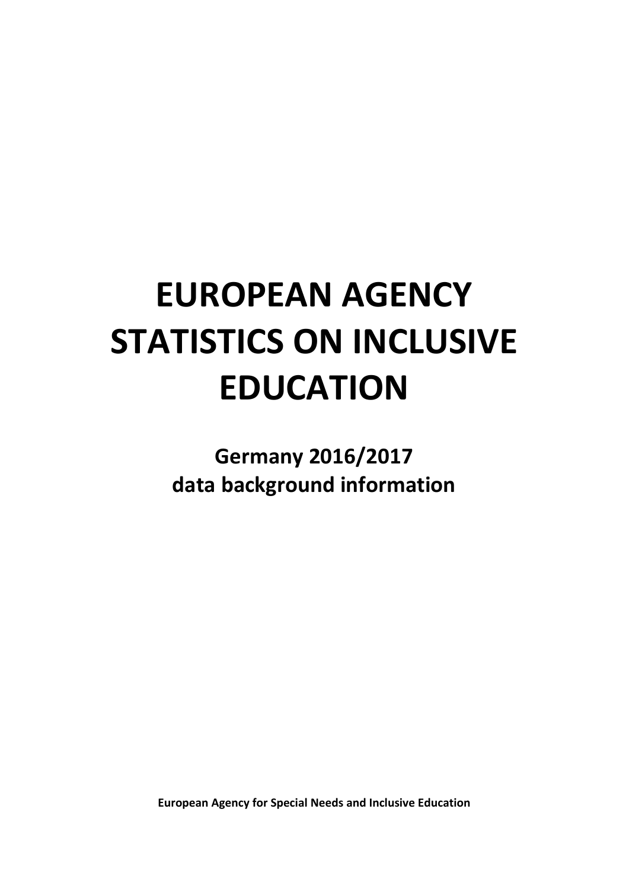# EUROPEAN AGENCY STATISTICS ON INCLUSIVE EDUCATION

## Germany 2016/2017 data background information

**European Agency for Special Needs and Inclusive Education**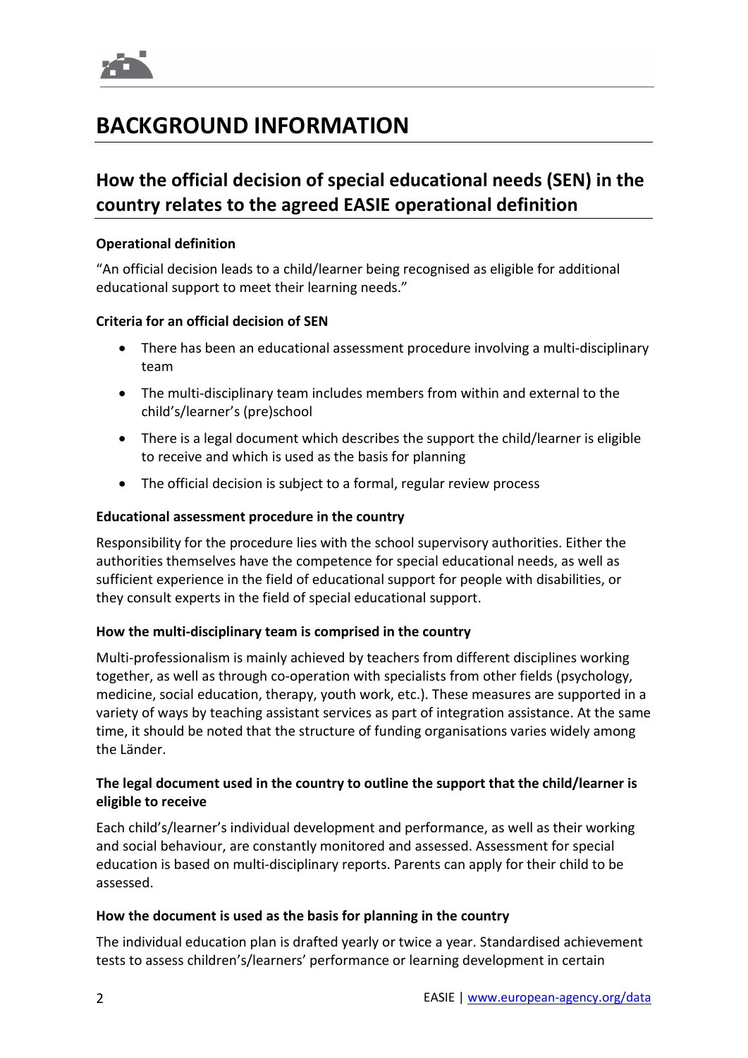# BACKGROUND INFORMATION

## How the official decision of special educational needs (SEN) in the country relates to the agreed EASIE operational definition

### Operational definition

"An official decision leads to a child/learner being recognised as eligible for additional educational support to meet their learning needs."

### Criteria for an official decision of SEN

- There has been an educational assessment procedure involving a multi-disciplinary team
- The multi-disciplinary team includes members from within and external to the child's/learner's (pre)school
- There is a legal document which describes the support the child/learner is eligible to receive and which is used as the basis for planning
- The official decision is subject to a formal, regular review process

### Educational assessment procedure in the country

Responsibility for the procedure lies with the school supervisory authorities. Either the authorities themselves have the competence for special educational needs, as well as sufficient experience in the field of educational support for people with disabilities, or they consult experts in the field of special educational support.

### How the multi-disciplinary team is comprised in the country

Multi-professionalism is mainly achieved by teachers from different disciplines working together, as well as through co-operation with specialists from other fields (psychology, medicine, social education, therapy, youth work, etc.). These measures are supported in a variety of ways by teaching assistant services as part of integration assistance. At the same time, it should be noted that the structure of funding organisations varies widely among the Länder.

### The legal document used in the country to outline the support that the child/learner is eligible to receive

Each child's/learner's individual development and performance, as well as their working and social behaviour, are constantly monitored and assessed. Assessment for special education is based on multi-disciplinary reports. Parents can apply for their child to be assessed.

### How the document is used as the basis for planning in the country

The individual education plan is drafted yearly or twice a year. Standardised achievement tests to assess children's/learners' performance or learning development in certain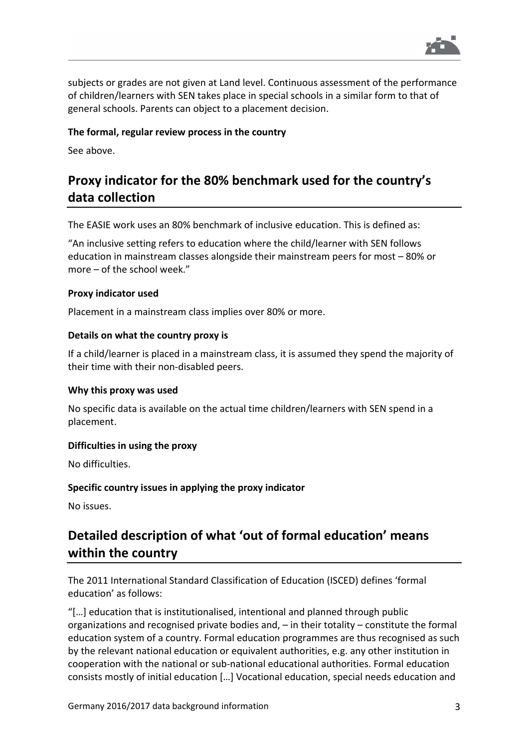subjects or grades are not given at Land level. Continuous assessment of the performance of children/learners with SEN takes place in special schools in a similar form to that of general schools. Parents can object to a placement decision.

**The formal, regular review process in the country**

See above.

## Proxy indicator for the 80% benchmark used for the country's data collection

The EASIE work uses an 80% benchmark of inclusive education. This is defined as:

"An inclusive setting refers to education where the child/learner with SEN follows education in mainstream classes alongside their mainstream peers for most – 80% or more – of the school week."

**Proxy indicator used**

Placement in a mainstream class implies over 80% or more.

**Details on what the country proxy is**

If a child/learner is placed in a mainstream class, it is assumed they spend the majority of their time with their non-disabled peers.

**Why this proxy was used**

No specific data is available on the actual time children/learners with SEN spend in a placement.

**Difficulties in using the proxy**

No difficulties.

**Specific country issues in applying the proxy indicator**

No issues.

## Detailed description of what 'out of formal education' means within the country

The 2011 International Standard Classification of Education (ISCED) defines 'formal education' as follows:

"[…] education that is institutionalised, intentional and planned through public organizations and recognised private bodies and, – in their totality – constitute the formal education system of a country. Formal education programmes are thus recognised as such by the relevant national education or equivalent authorities, e.g. any other institution in cooperation with the national or sub-national educational authorities. Formal education consists mostly of initial education […] Vocational education, special needs education and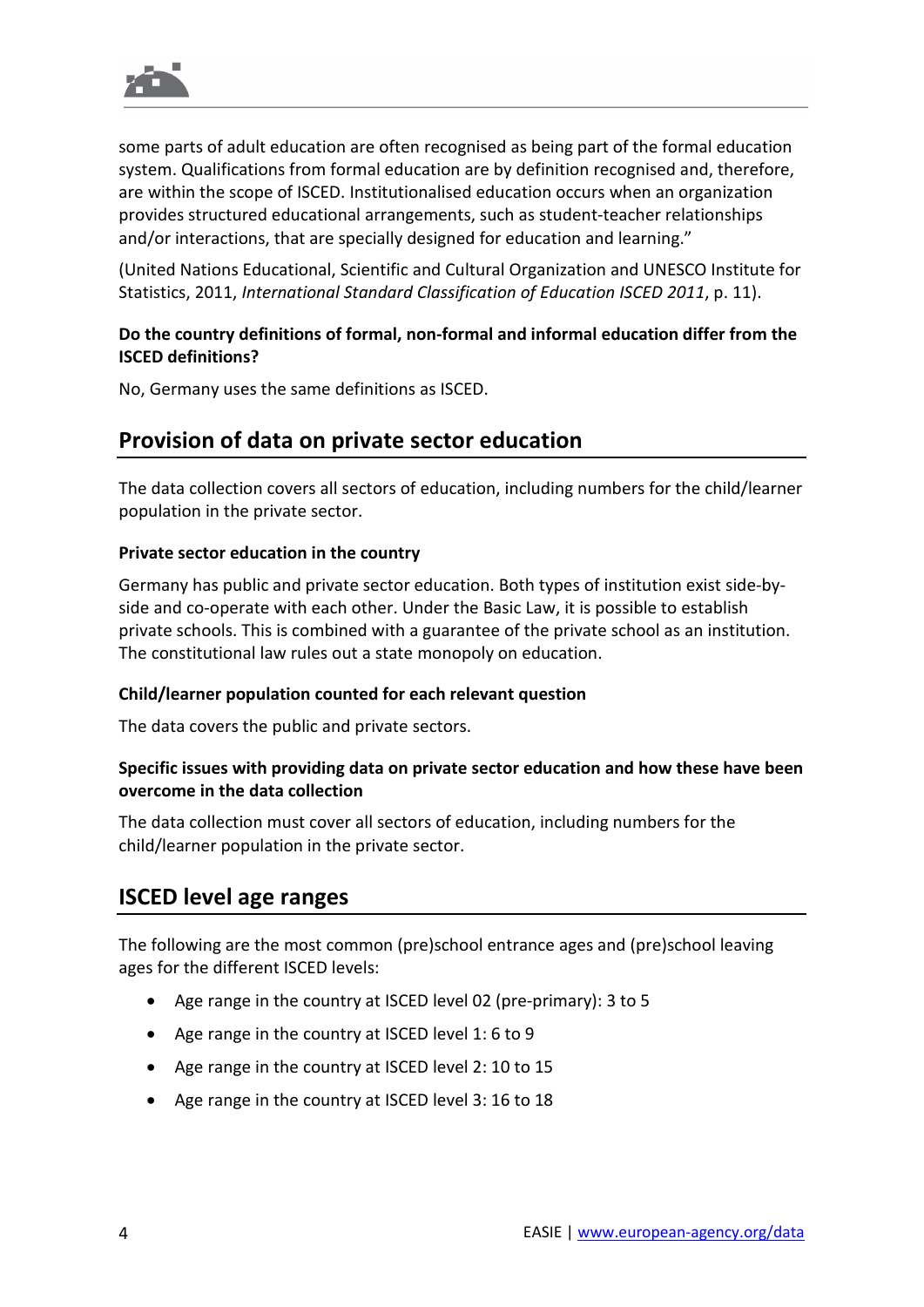some parts of adult education are often recognised as being part of the formal education system. Qualifications from formal education are by definition recognised and, therefore, are within the scope of ISCED. Institutionalised education occurs when an organization provides structured educational arrangements, such as student-teacher relationships and/or interactions, that are specially designed for education and learning."

(United Nations Educational, Scientific and Cultural Organization and UNESCO Institute for Statistics, 2011, *International Standard Classification of Education ISCED 2011*, p. 11).

**Do the country definitions of formal, non-formal and informal education differ from the ISCED definitions?**

No, Germany uses the same definitions as ISCED.

## Provision of data on private sector education

The data collection covers all sectors of education, including numbers for the child/learner population in the private sector.

#### Private sector education in the country

Germany has public and private sector education. Both types of institution exist side-by-side and co-operate with each other. Under the Basic Law, it is possible to establish private schools. This is combined with a guarantee of the private school as an institution. The constitutional law rules out a state monopoly on education.

#### Child/learner population counted for each relevant question

The data covers the public and private sectors.

#### Specific issues with providing data on private sector education and how these have been overcome in the data collection

The data collection must cover all sectors of education, including numbers for the child/learner population in the private sector.

## ISCED level age ranges

The following are the most common (pre)school entrance ages and (pre)school leaving ages for the different ISCED levels:

- Age range in the country at ISCED level 02 (pre-primary): 3 to 5
- Age range in the country at ISCED level 1: 6 to 9
- Age range in the country at ISCED level 2: 10 to 15
- Age range in the country at ISCED level 3: 16 to 18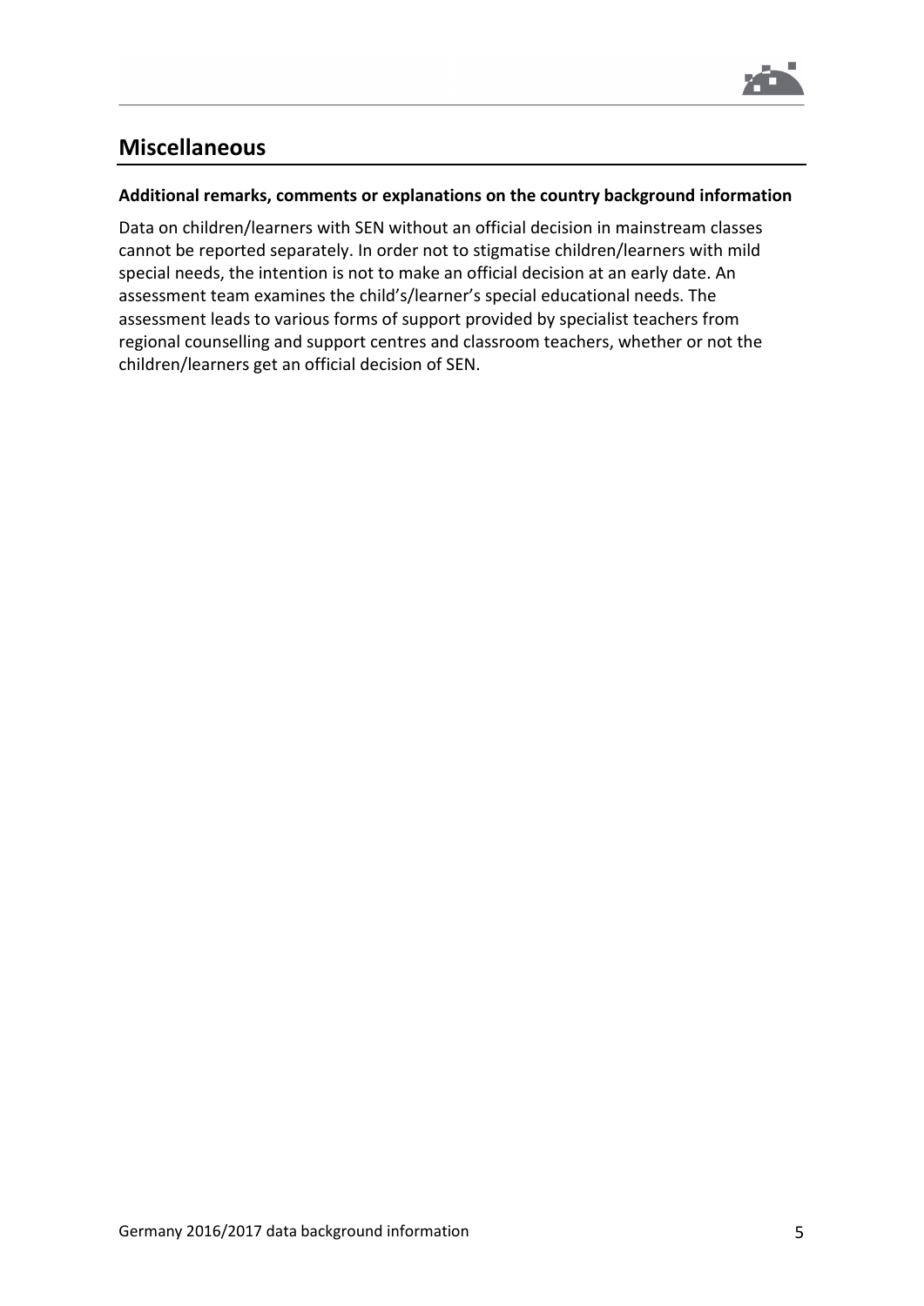## Miscellaneous

**Additional remarks, comments or explanations on the country background information**

Data on children/learners with SEN without an official decision in mainstream classes cannot be reported separately. In order not to stigmatise children/learners with mild special needs, the intention is not to make an official decision at an early date. An assessment team examines the child's/learner's special educational needs. The assessment leads to various forms of support provided by specialist teachers from regional counselling and support centres and classroom teachers, whether or not the children/learners get an official decision of SEN.